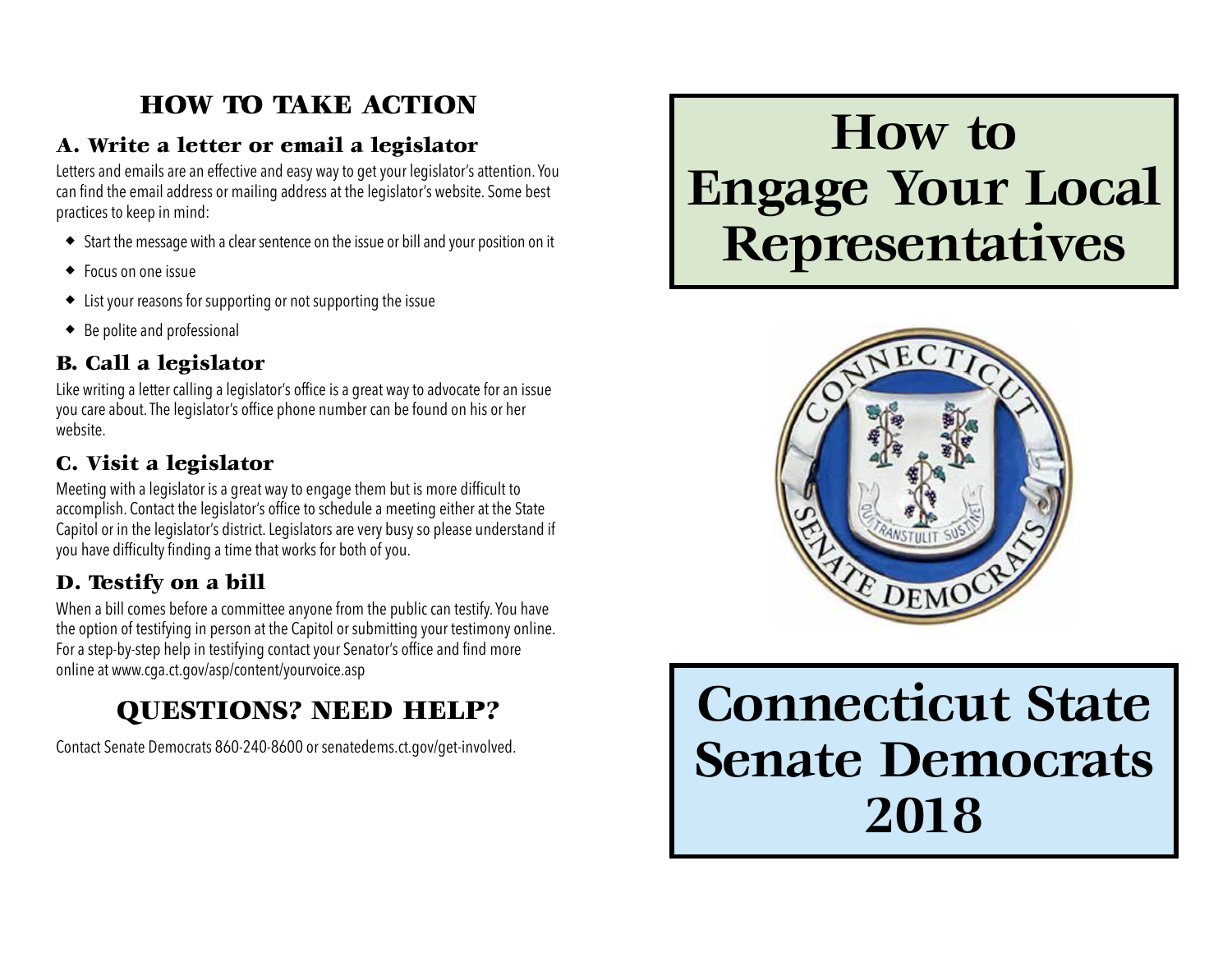## HOW TO TAKE ACTION

### A. Write a letter or email a legislator

Letters and emails are an effective and easy way to get your legislator's attention. You can find the email address or mailing address at the legislator's website. Some best practices to keep in mind:

- Start the message with a clear sentence on the issue or bill and your position on it
- Focus on one issue
- List your reasons for supporting or not supporting the issue
- Be polite and professional

### B. Call a legislator

Like writing a letter calling a legislator's office is a great way to advocate for an issue you care about. The legislator's office phone number can be found on his or her website.

### C. Visit a legislator

Meeting with a legislator is a great way to engage them but is more difficult to accomplish. Contact the legislator's office to schedule a meeting either at the State Capitol or in the legislator's district. Legislators are very busy so please understand if you have difficulty finding a time that works for both of you.

### D. Testify on a bill

When a bill comes before a committee anyone from the public can testify. You have the option of testifying in person at the Capitol or submitting your testimony online. For a step-by-step help in testifying contact your Senator's office and find more online at www.cga.ct.gov/asp/content/yourvoice.asp

## QUESTIONS? NEED HELP?

Contact Senate Democrats 860-240-8600 or senatedems.ct.gov/get-involved.

# How to Engage Your Local Representatives

CONNECTICUT SENATE DEMOCRATS

QUI TRANSTULIT SUSTINET

# Connecticut State Senate Democrats 2018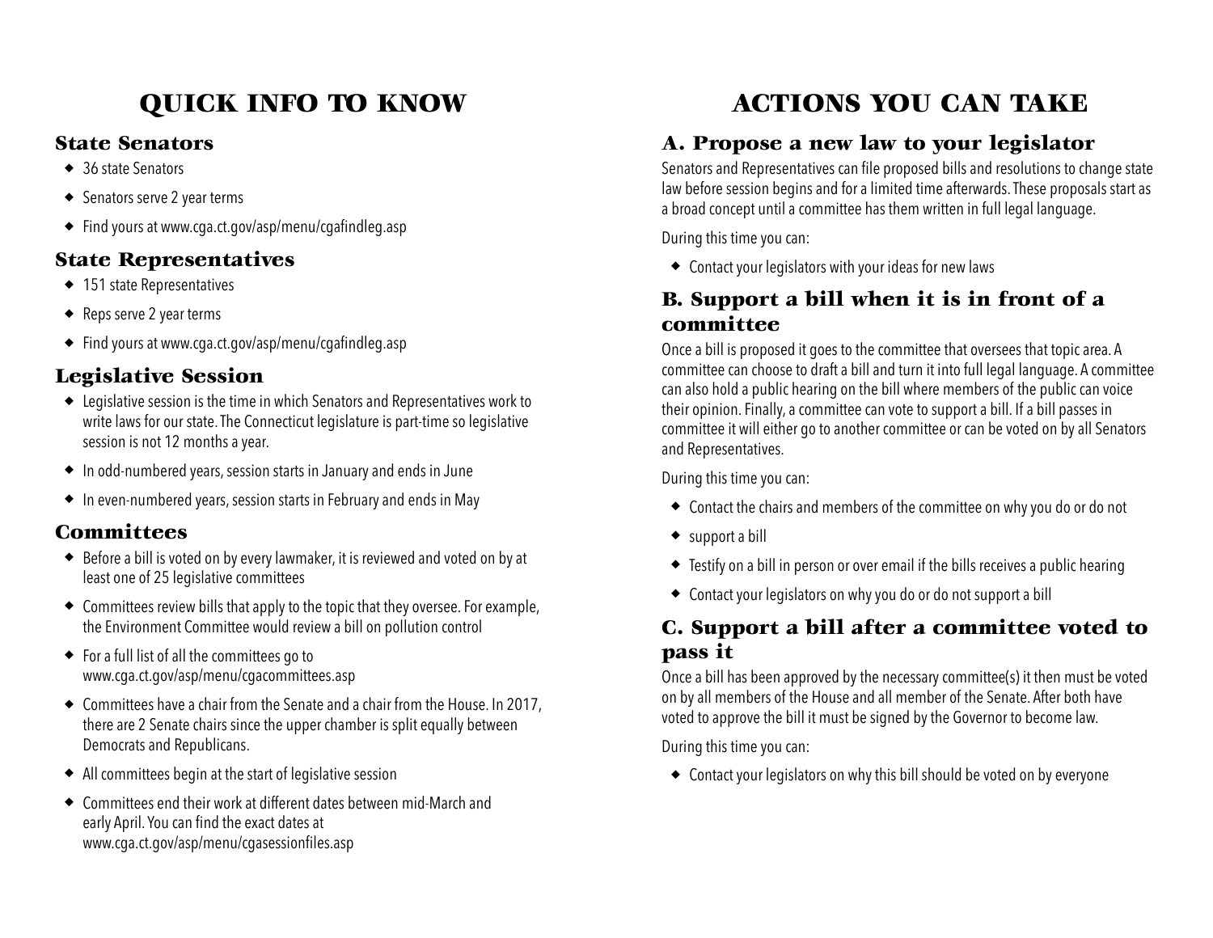# QUICK INFO TO KNOW

## State Senators

- 36 state Senators
- Senators serve 2 year terms
- Find yours at www.cga.ct.gov/asp/menu/cgafindleg.asp

## State Representatives

- 151 state Representatives
- Reps serve 2 year terms
- Find yours at www.cga.ct.gov/asp/menu/cgafindleg.asp

## Legislative Session

- Legislative session is the time in which Senators and Representatives work to write laws for our state. The Connecticut legislature is part-time so legislative session is not 12 months a year.
- In odd-numbered years, session starts in January and ends in June
- In even-numbered years, session starts in February and ends in May

## Committees

- Before a bill is voted on by every lawmaker, it is reviewed and voted on by at least one of 25 legislative committees
- Committees review bills that apply to the topic that they oversee. For example, the Environment Committee would review a bill on pollution control
- For a full list of all the committees go to www.cga.ct.gov/asp/menu/cgacommittees.asp
- Committees have a chair from the Senate and a chair from the House. In 2017, there are 2 Senate chairs since the upper chamber is split equally between Democrats and Republicans.
- All committees begin at the start of legislative session
- Committees end their work at different dates between mid-March and early April. You can find the exact dates at www.cga.ct.gov/asp/menu/cgasessionfiles.asp

# ACTIONS YOU CAN TAKE

## A. Propose a new law to your legislator

Senators and Representatives can file proposed bills and resolutions to change state law before session begins and for a limited time afterwards. These proposals start as a broad concept until a committee has them written in full legal language.

During this time you can:

- Contact your legislators with your ideas for new laws

## B. Support a bill when it is in front of a committee

Once a bill is proposed it goes to the committee that oversees that topic area. A committee can choose to draft a bill and turn it into full legal language. A committee can also hold a public hearing on the bill where members of the public can voice their opinion. Finally, a committee can vote to support a bill. If a bill passes in committee it will either go to another committee or can be voted on by all Senators and Representatives.

During this time you can:

- Contact the chairs and members of the committee on why you do or do not
- support a bill
- Testify on a bill in person or over email if the bills receives a public hearing
- Contact your legislators on why you do or do not support a bill

## C. Support a bill after a committee voted to pass it

Once a bill has been approved by the necessary committee(s) it then must be voted on by all members of the House and all member of the Senate. After both have voted to approve the bill it must be signed by the Governor to become law.

During this time you can:

- Contact your legislators on why this bill should be voted on by everyone